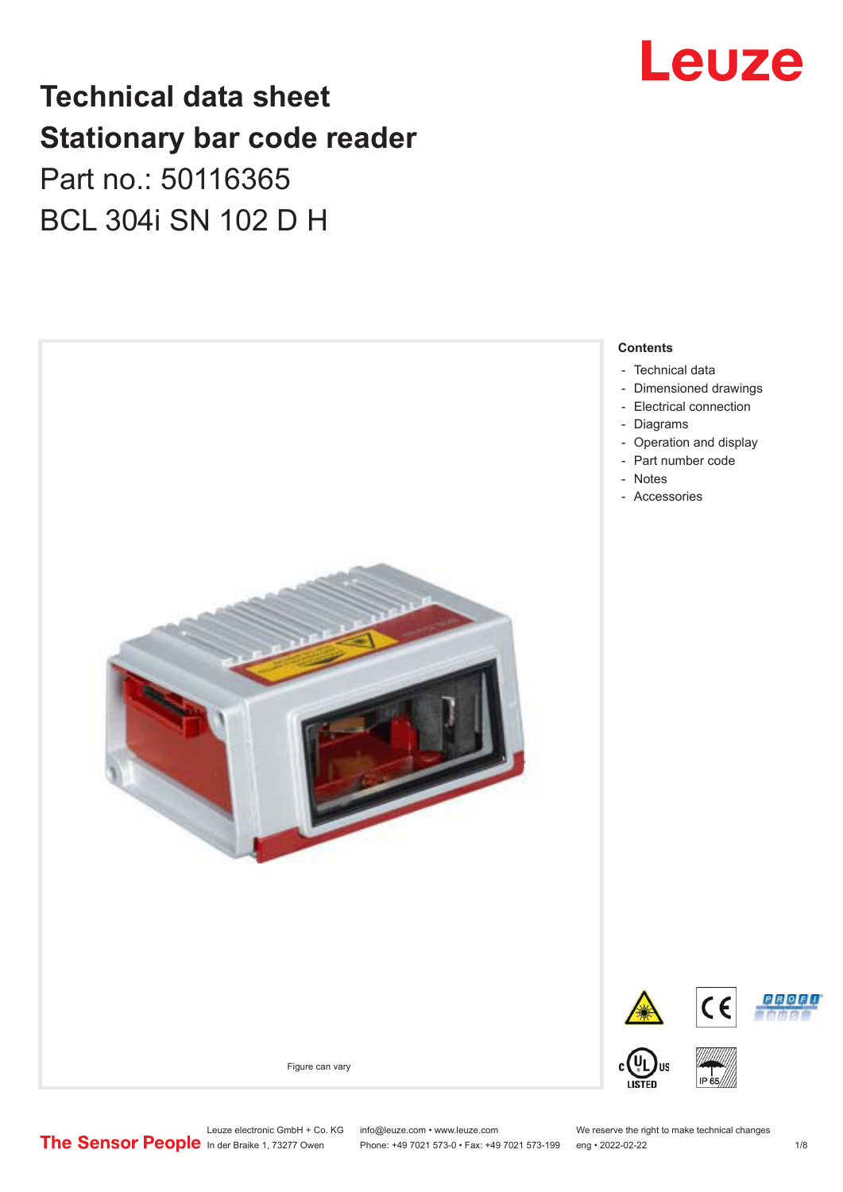# Technical data sheet
# Stationary bar code reader

Part no.: 50116365

BCL 304i SN 102 D H

Figure can vary

**Contents**

- Technical data
- Dimensioned drawings
- Electrical connection
- Diagrams
- Operation and display
- Part number code
- Notes
- Accessories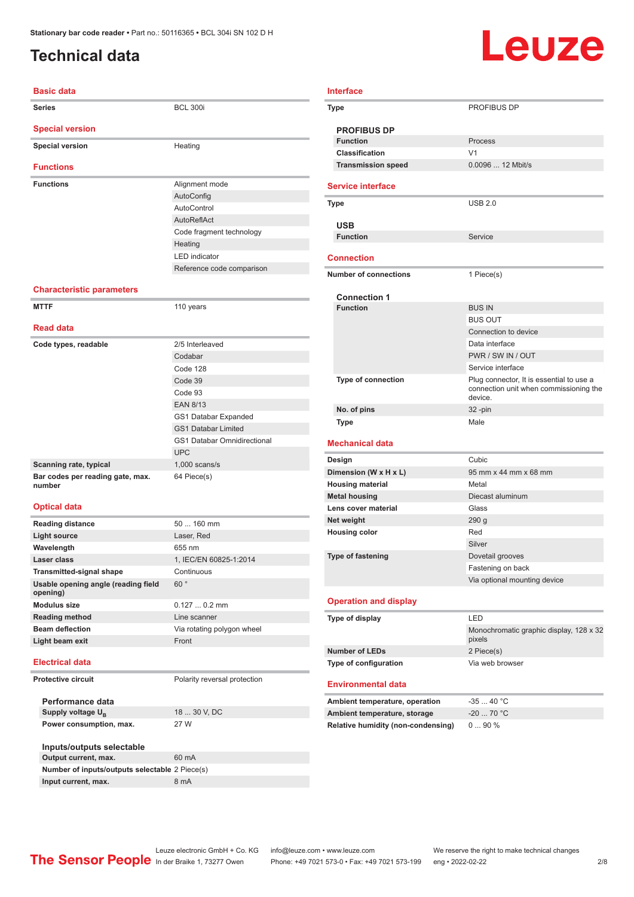# Technical data

## Basic data

| | |
|---|---|
| **Series** | BCL 300i |

## Special version

| | |
|---|---|
| **Special version** | Heating |

## Functions

| | |
|---|---|
| **Functions** | Alignment mode |
| | AutoConfig |
| | AutoControl |
| | AutoReflAct |
| | Code fragment technology |
| | Heating |
| | LED indicator |
| | Reference code comparison |

## Characteristic parameters

| | |
|---|---|
| **MTTF** | 110 years |

## Read data

| | |
|---|---|
| **Code types, readable** | 2/5 Interleaved |
| | Codabar |
| | Code 128 |
| | Code 39 |
| | Code 93 |
| | EAN 8/13 |
| | GS1 Databar Expanded |
| | GS1 Databar Limited |
| | GS1 Databar Omnidirectional |
| | UPC |
| **Scanning rate, typical** | 1,000 scans/s |
| **Bar codes per reading gate, max. number** | 64 Piece(s) |

## Optical data

| | |
|---|---|
| **Reading distance** | 50 ... 160 mm |
| **Light source** | Laser, Red |
| **Wavelength** | 655 nm |
| **Laser class** | 1, IEC/EN 60825-1:2014 |
| **Transmitted-signal shape** | Continuous |
| **Usable opening angle (reading field opening)** | 60 ° |
| **Modulus size** | 0.127 ... 0.2 mm |
| **Reading method** | Line scanner |
| **Beam deflection** | Via rotating polygon wheel |
| **Light beam exit** | Front |

## Electrical data

| | |
|---|---|
| **Protective circuit** | Polarity reversal protection |

### Performance data

| | |
|---|---|
| **Supply voltage $U_B$** | 18 ... 30 V, DC |
| **Power consumption, max.** | 27 W |

### Inputs/outputs selectable

| | |
|---|---|
| **Output current, max.** | 60 mA |
| **Number of inputs/outputs selectable** | 2 Piece(s) |
| **Input current, max.** | 8 mA |

## Interface

| | |
|---|---|
| **Type** | PROFIBUS DP |

### PROFIBUS DP

| | |
|---|---|
| **Function** | Process |
| **Classification** | V1 |
| **Transmission speed** | 0.0096 ... 12 Mbit/s |

## Service interface

| | |
|---|---|
| **Type** | USB 2.0 |

### USB

| | |
|---|---|
| **Function** | Service |

## Connection

| | |
|---|---|
| **Number of connections** | 1 Piece(s) |

### Connection 1

| | |
|---|---|
| **Function** | BUS IN |
| | BUS OUT |
| | Connection to device |
| | Data interface |
| | PWR / SW IN / OUT |
| | Service interface |
| **Type of connection** | Plug connector, It is essential to use a connection unit when commissioning the device. |
| **No. of pins** | 32 -pin |
| **Type** | Male |

## Mechanical data

| | |
|---|---|
| **Design** | Cubic |
| **Dimension (W x H x L)** | 95 mm x 44 mm x 68 mm |
| **Housing material** | Metal |
| **Metal housing** | Diecast aluminum |
| **Lens cover material** | Glass |
| **Net weight** | 290 g |
| **Housing color** | Red |
| | Silver |
| **Type of fastening** | Dovetail grooves |
| | Fastening on back |
| | Via optional mounting device |

## Operation and display

| | |
|---|---|
| **Type of display** | LED |
| | Monochromatic graphic display, 128 x 32 pixels |
| **Number of LEDs** | 2 Piece(s) |
| **Type of configuration** | Via web browser |

## Environmental data

| | |
|---|---|
| **Ambient temperature, operation** | -35 ... 40 °C |
| **Ambient temperature, storage** | -20 ... 70 °C |
| **Relative humidity (non-condensing)** | 0 ... 90 % |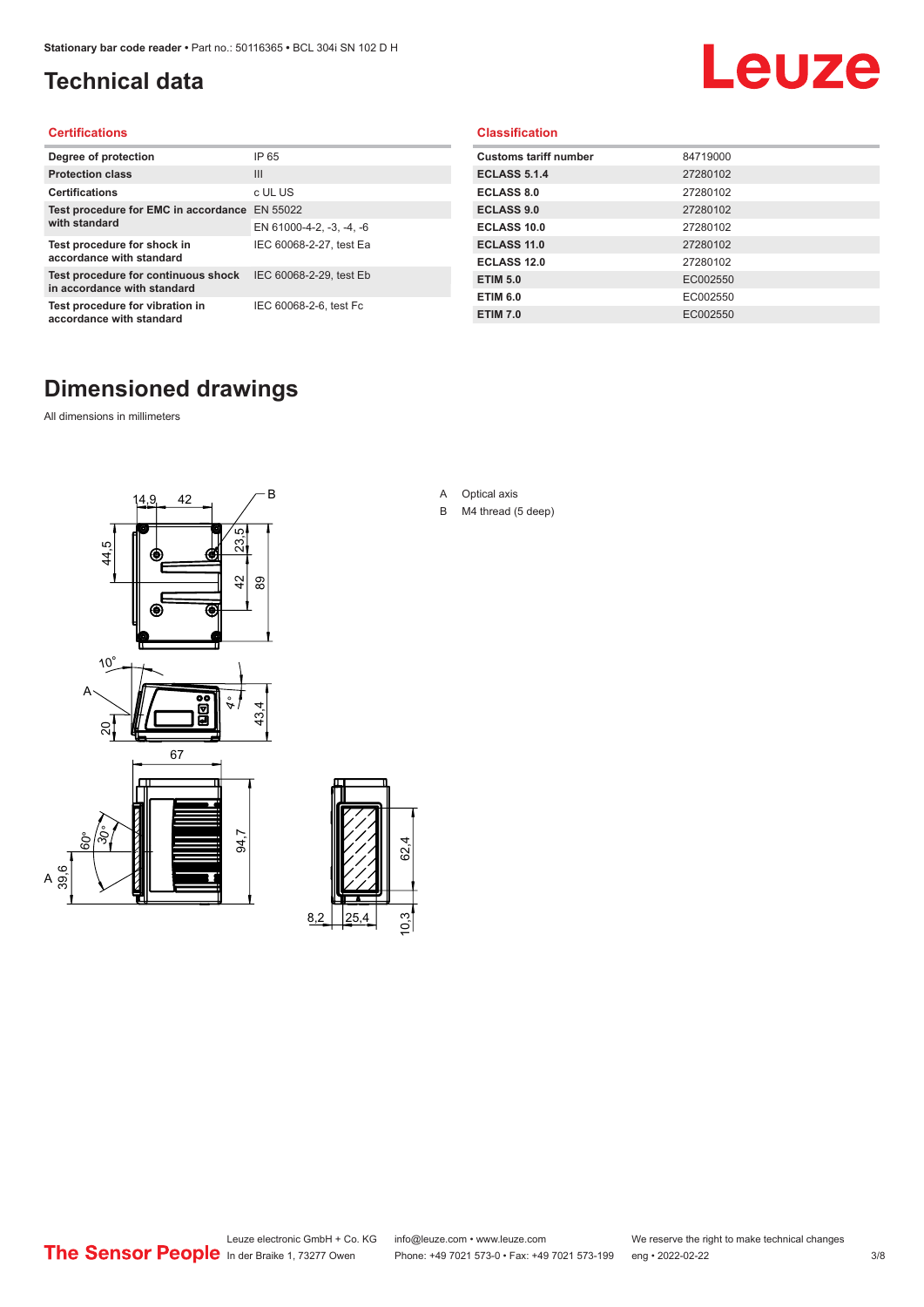## Technical data

### Certifications

| | |
|---|---|
| Degree of protection | IP 65 |
| Protection class | III |
| Certifications | c UL US |
| Test procedure for EMC in accordance with standard | EN 55022 |
| | EN 61000-4-2, -3, -4, -6 |
| Test procedure for shock in accordance with standard | IEC 60068-2-27, test Ea |
| Test procedure for continuous shock in accordance with standard | IEC 60068-2-29, test Eb |
| Test procedure for vibration in accordance with standard | IEC 60068-2-6, test Fc |

### Classification

| | |
|---|---|
| Customs tariff number | 84719000 |
| ECLASS 5.1.4 | 27280102 |
| ECLASS 8.0 | 27280102 |
| ECLASS 9.0 | 27280102 |
| ECLASS 10.0 | 27280102 |
| ECLASS 11.0 | 27280102 |
| ECLASS 12.0 | 27280102 |
| ETIM 5.0 | EC002550 |
| ETIM 6.0 | EC002550 |
| ETIM 7.0 | EC002550 |

## Dimensioned drawings

All dimensions in millimeters

A Optical axis

B M4 thread (5 deep)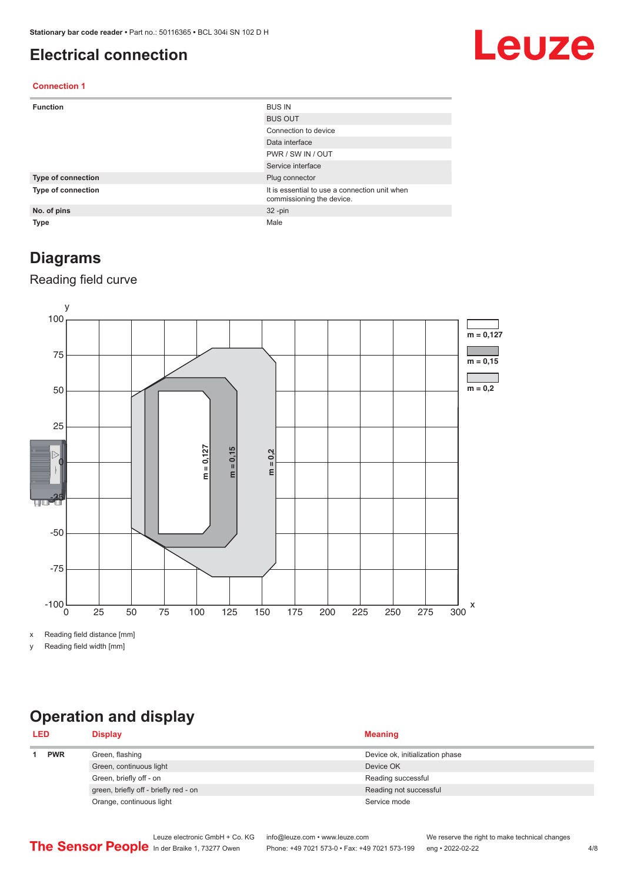# Electrical connection

**Connection 1**

| Function | BUS IN |
|---|---|
| | BUS OUT |
| | Connection to device |
| | Data interface |
| | PWR / SW IN / OUT |
| | Service interface |
| **Type of connection** | Plug connector |
| **Type of connection** | It is essential to use a connection unit when commissioning the device. |
| **No. of pins** | 32 -pin |
| **Type** | Male |

# Diagrams

## Reading field curve

x Reading field distance [mm]

y Reading field width [mm]

# Operation and display

| LED | | Display | Meaning |
|---|---|---|---|
| 1 | **PWR** | Green, flashing | Device ok, initialization phase |
| | | Green, continuous light | Device OK |
| | | Green, briefly off - on | Reading successful |
| | | green, briefly off - briefly red - on | Reading not successful |
| | | Orange, continuous light | Service mode |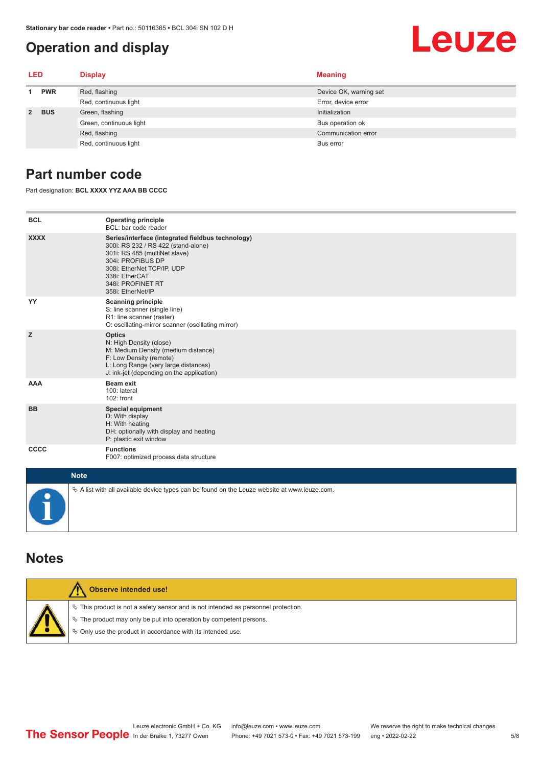# Operation and display

| LED | | Display | Meaning |
|---|---|---|---|
| 1 | PWR | Red, flashing | Device OK, warning set |
| | | Red, continuous light | Error, device error |
| 2 | BUS | Green, flashing | Initialization |
| | | Green, continuous light | Bus operation ok |
| | | Red, flashing | Communication error |
| | | Red, continuous light | Bus error |

# Part number code

Part designation: **BCL XXXX YYZ AAA BB CCCC**

| | |
|---|---|
| **BCL** | **Operating principle**<br>BCL: bar code reader |
| **XXXX** | **Series/interface (integrated fieldbus technology)**<br>300i: RS 232 / RS 422 (stand-alone)<br>301i: RS 485 (multiNet slave)<br>304i: PROFIBUS DP<br>308i: EtherNet TCP/IP, UDP<br>338i: EtherCAT<br>348i: PROFINET RT<br>358i: EtherNet/IP |
| **YY** | **Scanning principle**<br>S: line scanner (single line)<br>R1: line scanner (raster)<br>O: oscillating-mirror scanner (oscillating mirror) |
| **Z** | **Optics**<br>N: High Density (close)<br>M: Medium Density (medium distance)<br>F: Low Density (remote)<br>L: Long Range (very large distances)<br>J: ink-jet (depending on the application) |
| **AAA** | **Beam exit**<br>100: lateral<br>102: front |
| **BB** | **Special equipment**<br>D: With display<br>H: With heating<br>DH: optionally with display and heating<br>P: plastic exit window |
| **CCCC** | **Functions**<br>F007: optimized process data structure |

**Note**

- A list with all available device types can be found on the Leuze website at www.leuze.com.

# Notes

**Observe intended use!**

- This product is not a safety sensor and is not intended as personnel protection.
- The product may only be put into operation by competent persons.
- Only use the product in accordance with its intended use.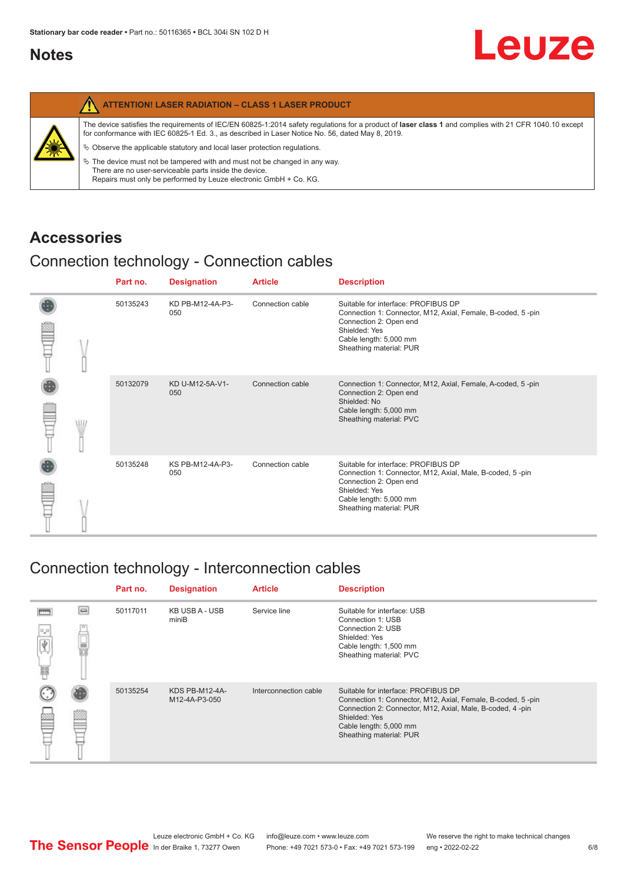# Notes

**ATTENTION! LASER RADIATION – CLASS 1 LASER PRODUCT**

The device satisfies the requirements of IEC/EN 60825-1:2014 safety regulations for a product of **laser class 1** and complies with 21 CFR 1040.10 except for conformance with IEC 60825-1 Ed. 3., as described in Laser Notice No. 56, dated May 8, 2019.

- Observe the applicable statutory and local laser protection regulations.
- The device must not be tampered with and must not be changed in any way. There are no user-serviceable parts inside the device. Repairs must only be performed by Leuze electronic GmbH + Co. KG.

# Accessories

## Connection technology - Connection cables

| Part no. | Designation | Article | Description |
|---|---|---|---|
| 50135243 | KD PB-M12-4A-P3-050 | Connection cable | Suitable for interface: PROFIBUS DP<br>Connection 1: Connector, M12, Axial, Female, B-coded, 5 -pin<br>Connection 2: Open end<br>Shielded: Yes<br>Cable length: 5,000 mm<br>Sheathing material: PUR |
| 50132079 | KD U-M12-5A-V1-050 | Connection cable | Connection 1: Connector, M12, Axial, Female, A-coded, 5 -pin<br>Connection 2: Open end<br>Shielded: No<br>Cable length: 5,000 mm<br>Sheathing material: PVC |
| 50135248 | KS PB-M12-4A-P3-050 | Connection cable | Suitable for interface: PROFIBUS DP<br>Connection 1: Connector, M12, Axial, Male, B-coded, 5 -pin<br>Connection 2: Open end<br>Shielded: Yes<br>Cable length: 5,000 mm<br>Sheathing material: PUR |

## Connection technology - Interconnection cables

| Part no. | Designation | Article | Description |
|---|---|---|---|
| 50117011 | KB USB A - USB miniB | Service line | Suitable for interface: USB<br>Connection 1: USB<br>Connection 2: USB<br>Shielded: Yes<br>Cable length: 1,500 mm<br>Sheathing material: PVC |
| 50135254 | KDS PB-M12-4A-M12-4A-P3-050 | Interconnection cable | Suitable for interface: PROFIBUS DP<br>Connection 1: Connector, M12, Axial, Female, B-coded, 5 -pin<br>Connection 2: Connector, M12, Axial, Male, B-coded, 4 -pin<br>Shielded: Yes<br>Cable length: 5,000 mm<br>Sheathing material: PUR |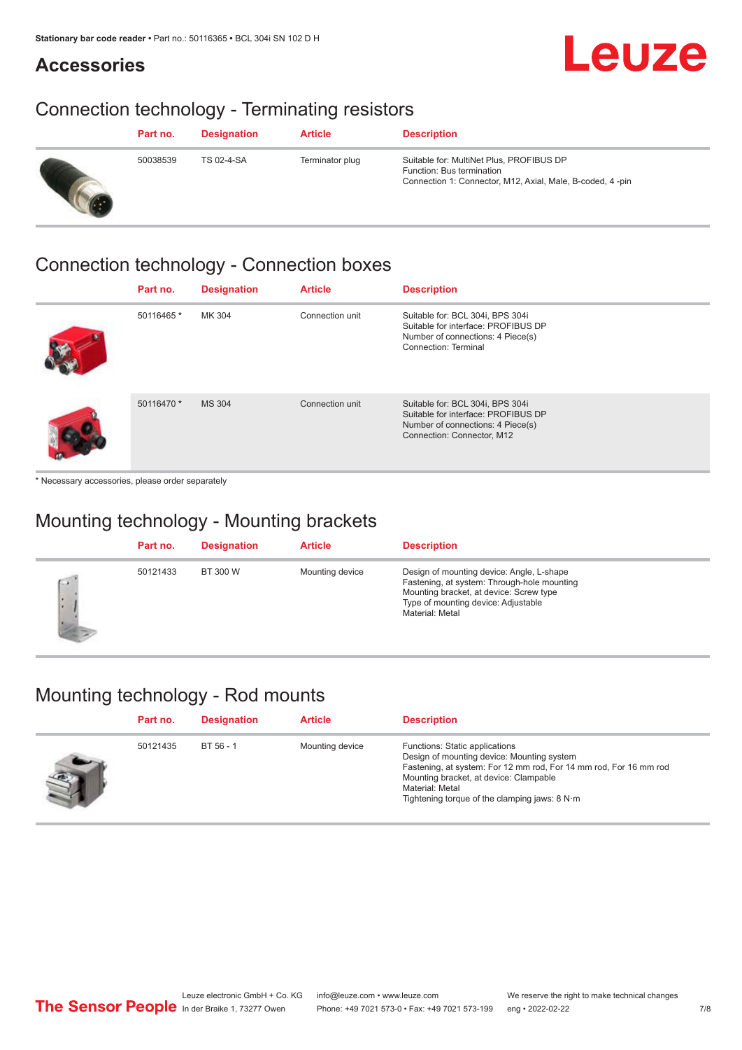## Accessories

### Connection technology - Terminating resistors

| Part no. | Designation | Article | Description |
|---|---|---|---|
| 50038539 | TS 02-4-SA | Terminator plug | Suitable for: MultiNet Plus, PROFIBUS DP<br>Function: Bus termination<br>Connection 1: Connector, M12, Axial, Male, B-coded, 4 -pin |

### Connection technology - Connection boxes

| Part no. | Designation | Article | Description |
|---|---|---|---|
| 50116465 * | MK 304 | Connection unit | Suitable for: BCL 304i, BPS 304i<br>Suitable for interface: PROFIBUS DP<br>Number of connections: 4 Piece(s)<br>Connection: Terminal |
| 50116470 * | MS 304 | Connection unit | Suitable for: BCL 304i, BPS 304i<br>Suitable for interface: PROFIBUS DP<br>Number of connections: 4 Piece(s)<br>Connection: Connector, M12 |

* Necessary accessories, please order separately

### Mounting technology - Mounting brackets

| Part no. | Designation | Article | Description |
|---|---|---|---|
| 50121433 | BT 300 W | Mounting device | Design of mounting device: Angle, L-shape<br>Fastening, at system: Through-hole mounting<br>Mounting bracket, at device: Screw type<br>Type of mounting device: Adjustable<br>Material: Metal |

### Mounting technology - Rod mounts

| Part no. | Designation | Article | Description |
|---|---|---|---|
| 50121435 | BT 56 - 1 | Mounting device | Functions: Static applications<br>Design of mounting device: Mounting system<br>Fastening, at system: For 12 mm rod, For 14 mm rod, For 16 mm rod<br>Mounting bracket, at device: Clampable<br>Material: Metal<br>Tightening torque of the clamping jaws: 8 N·m |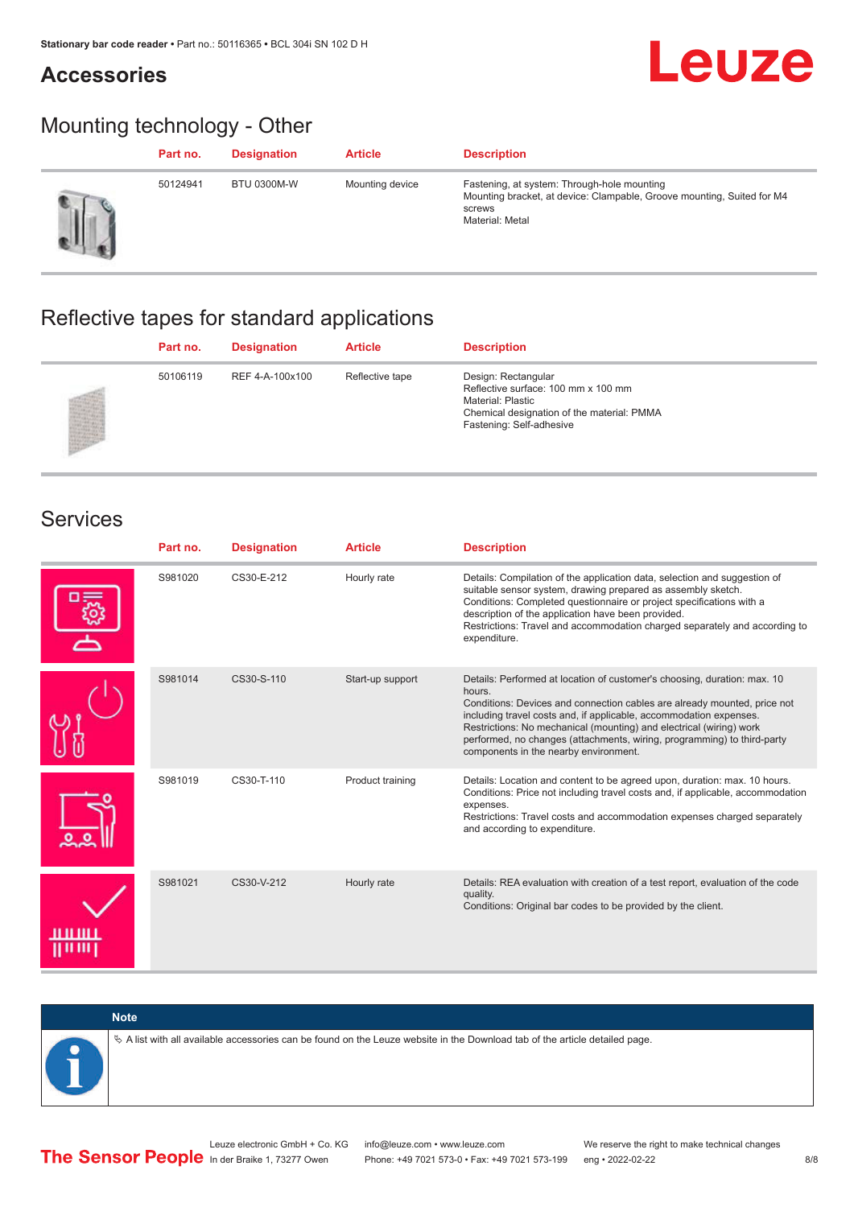## Accessories

### Mounting technology - Other

| | Part no. | Designation | Article | Description |
|---|---|---|---|---|
| | 50124941 | BTU 0300M-W | Mounting device | Fastening, at system: Through-hole mounting<br>Mounting bracket, at device: Clampable, Groove mounting, Suited for M4 screws<br>Material: Metal |

### Reflective tapes for standard applications

| | Part no. | Designation | Article | Description |
|---|---|---|---|---|
| | 50106119 | REF 4-A-100x100 | Reflective tape | Design: Rectangular<br>Reflective surface: 100 mm x 100 mm<br>Material: Plastic<br>Chemical designation of the material: PMMA<br>Fastening: Self-adhesive |

### Services

| | Part no. | Designation | Article | Description |
|---|---|---|---|---|
| | S981020 | CS30-E-212 | Hourly rate | Details: Compilation of the application data, selection and suggestion of suitable sensor system, drawing prepared as assembly sketch.<br>Conditions: Completed questionnaire or project specifications with a description of the application have been provided.<br>Restrictions: Travel and accommodation charged separately and according to expenditure. |
| | S981014 | CS30-S-110 | Start-up support | Details: Performed at location of customer's choosing, duration: max. 10 hours.<br>Conditions: Devices and connection cables are already mounted, price not including travel costs and, if applicable, accommodation expenses.<br>Restrictions: No mechanical (mounting) and electrical (wiring) work performed, no changes (attachments, wiring, programming) to third-party components in the nearby environment. |
| | S981019 | CS30-T-110 | Product training | Details: Location and content to be agreed upon, duration: max. 10 hours.<br>Conditions: Price not including travel costs and, if applicable, accommodation expenses.<br>Restrictions: Travel costs and accommodation expenses charged separately and according to expenditure. |
| | S981021 | CS30-V-212 | Hourly rate | Details: REA evaluation with creation of a test report, evaluation of the code quality.<br>Conditions: Original bar codes to be provided by the client. |

**Note**

A list with all available accessories can be found on the Leuze website in the Download tab of the article detailed page.